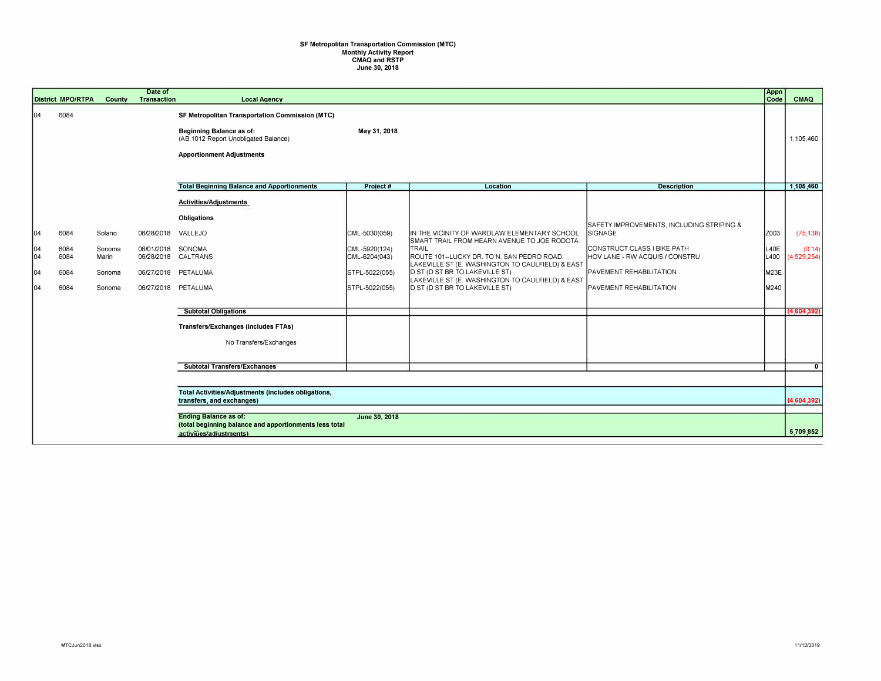**SF Metropolitan Transportation Commission (MTC)**
**Monthly Activity Report**
**CMAQ and RSTP**
**June 30, 2018**

| District | MPO/RTPA | County | Date of Transaction | Local Agency | Project # | Location | Description | Appn Code | CMAQ |
|---|---|---|---|---|---|---|---|---|---|
| 04 | 6084 | | | **SF Metropolitan Transportation Commission (MTC)** | | | | | |
| | | | | **Beginning Balance as of:** (AB 1012 Report Unobligated Balance) | May 31, 2018 | | | | 1,105,460 |
| | | | | **Apportionment Adjustments** | | | | | |
| | | | | **Total Beginning Balance and Apportionments** | **Project #** | **Location** | **Description** | | **1,105,460** |
| | | | | **Activities/Adjustments** | | | | | |
| | | | | **Obligations** | | | | | |
| 04 | 6084 | Solano | 06/28/2018 | VALLEJO | CML-5030(059) | IN THE VICINITY OF WARDLAW ELEMENTARY SCHOOL | SAFETY IMPROVEMENTS, INCLUDING STRIPING & SIGNAGE | Z003 | (75,138) |
| 04 | 6084 | Sonoma | 06/01/2018 | SONOMA | CML-5920(124) | SMART TRAIL FROM HEARN AVENUE TO JOE RODOTA TRAIL | CONSTRUCT CLASS I BIKE PATH | L40E | (0.14) |
| 04 | 6084 | Marin | 06/28/2018 | CALTRANS | CML-6204(043) | ROUTE 101--LUCKY DR. TO N. SAN PEDRO ROAD. | HOV LANE - RW ACQUIS./ CONSTRU | L400 | (4,529,254) |
| 04 | 6084 | Sonoma | 06/27/2018 | PETALUMA | STPL-5022(055) | LAKEVILLE ST (E. WASHINGTON TO CAULFIELD) & EAST D ST (D ST BR TO LAKEVILLE ST) | PAVEMENT REHABILITATION | M23E | |
| 04 | 6084 | Sonoma | 06/27/2018 | PETALUMA | STPL-5022(055) | LAKEVILLE ST (E. WASHINGTON TO CAULFIELD) & EAST D ST (D ST BR TO LAKEVILLE ST) | PAVEMENT REHABILITATION | M240 | |
| | | | | **Subtotal Obligations** | | | | | **(4,604,392)** |
| | | | | **Transfers/Exchanges (includes FTAs)** | | | | | |
| | | | | No Transfers/Exchanges | | | | | |
| | | | | **Subtotal Transfers/Exchanges** | | | | | **0** |
| | | | | **Total Activities/Adjustments (includes obligations, transfers, and exchanges)** | | | | | **(4,604,392)** |
| | | | | **Ending Balance as of:** (total beginning balance and apportionments less total activities/adjustments) | **June 30, 2018** | | | | **5,709,852** |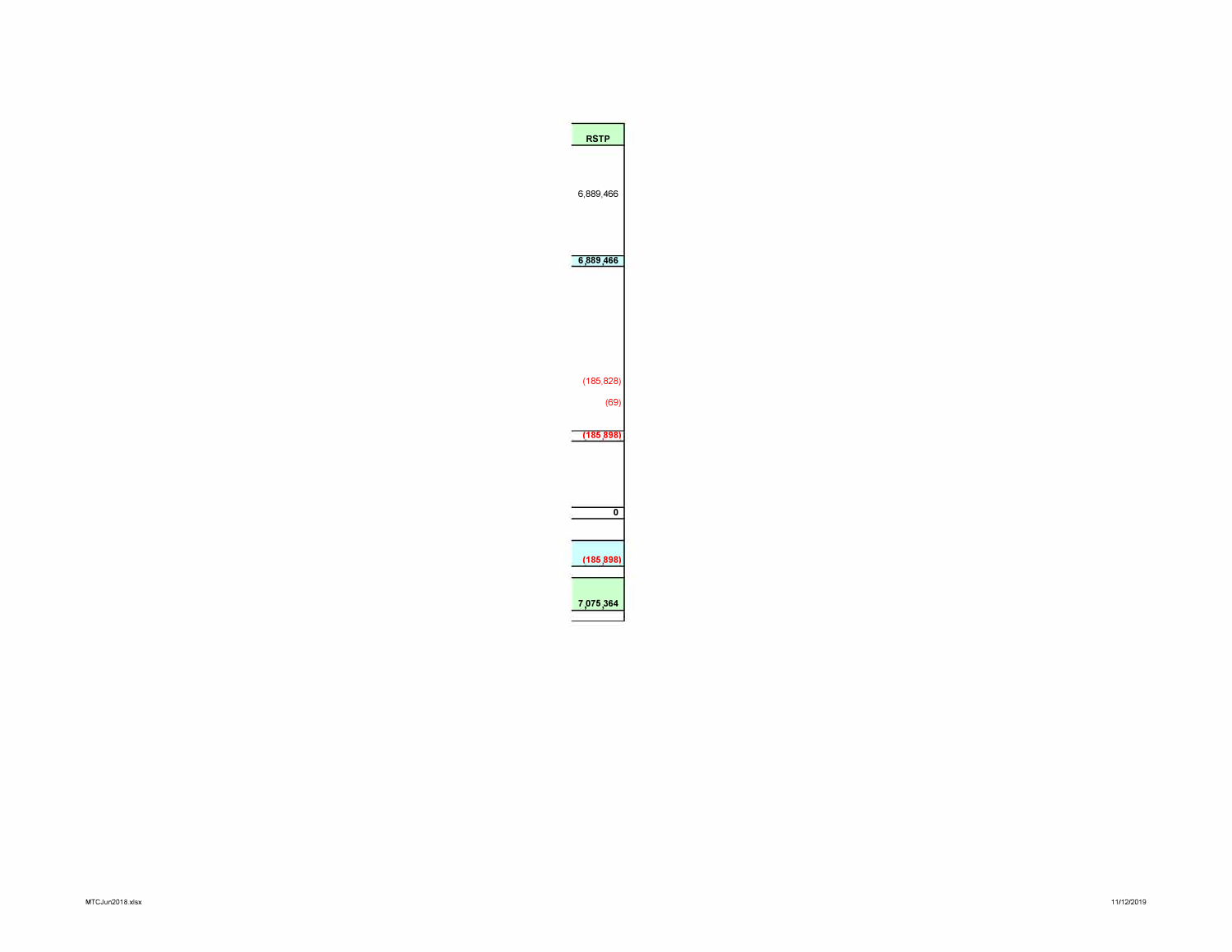| RSTP |
| --- |
| 6,889,466 |
| **6,889,466** |
| (185,828) |
| (69) |
| **(185,898)** |
| **0** |
| **(185,898)** |
| **7,075,364** |